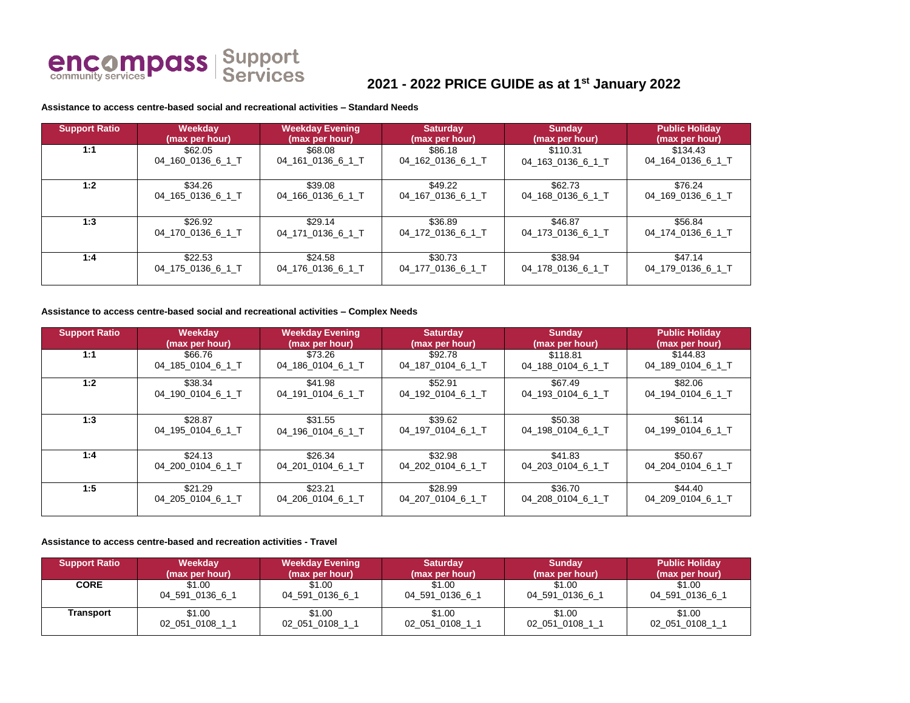encompass community services | Support Services

# 2021 - 2022 PRICE GUIDE as at 1st January 2022

**Assistance to access centre-based social and recreational activities – Standard Needs**

| Support Ratio | Weekday (max per hour) | Weekday Evening (max per hour) | Saturday (max per hour) | Sunday (max per hour) | Public Holiday (max per hour) |
|---|---|---|---|---|---|
| **1:1** | $62.05 04_160_0136_6_1_T | $68.08 04_161_0136_6_1_T | $86.18 04_162_0136_6_1_T | $110.31 04_163_0136_6_1_T | $134.43 04_164_0136_6_1_T |
| **1:2** | $34.26 04_165_0136_6_1_T | $39.08 04_166_0136_6_1_T | $49.22 04_167_0136_6_1_T | $62.73 04_168_0136_6_1_T | $76.24 04_169_0136_6_1_T |
| **1:3** | $26.92 04_170_0136_6_1_T | $29.14 04_171_0136_6_1_T | $36.89 04_172_0136_6_1_T | $46.87 04_173_0136_6_1_T | $56.84 04_174_0136_6_1_T |
| **1:4** | $22.53 04_175_0136_6_1_T | $24.58 04_176_0136_6_1_T | $30.73 04_177_0136_6_1_T | $38.94 04_178_0136_6_1_T | $47.14 04_179_0136_6_1_T |

**Assistance to access centre-based social and recreational activities – Complex Needs**

| Support Ratio | Weekday (max per hour) | Weekday Evening (max per hour) | Saturday (max per hour) | Sunday (max per hour) | Public Holiday (max per hour) |
|---|---|---|---|---|---|
| **1:1** | $66.76 04_185_0104_6_1_T | $73.26 04_186_0104_6_1_T | $92.78 04_187_0104_6_1_T | $118.81 04_188_0104_6_1_T | $144.83 04_189_0104_6_1_T |
| **1:2** | $38.34 04_190_0104_6_1_T | $41.98 04_191_0104_6_1_T | $52.91 04_192_0104_6_1_T | $67.49 04_193_0104_6_1_T | $82.06 04_194_0104_6_1_T |
| **1:3** | $28.87 04_195_0104_6_1_T | $31.55 04_196_0104_6_1_T | $39.62 04_197_0104_6_1_T | $50.38 04_198_0104_6_1_T | $61.14 04_199_0104_6_1_T |
| **1:4** | $24.13 04_200_0104_6_1_T | $26.34 04_201_0104_6_1_T | $32.98 04_202_0104_6_1_T | $41.83 04_203_0104_6_1_T | $50.67 04_204_0104_6_1_T |
| **1:5** | $21.29 04_205_0104_6_1_T | $23.21 04_206_0104_6_1_T | $28.99 04_207_0104_6_1_T | $36.70 04_208_0104_6_1_T | $44.40 04_209_0104_6_1_T |

**Assistance to access centre-based and recreation activities - Travel**

| Support Ratio | Weekday (max per hour) | Weekday Evening (max per hour) | Saturday (max per hour) | Sunday (max per hour) | Public Holiday (max per hour) |
|---|---|---|---|---|---|
| **CORE** | $1.00 04_591_0136_6_1 | $1.00 04_591_0136_6_1 | $1.00 04_591_0136_6_1 | $1.00 04_591_0136_6_1 | $1.00 04_591_0136_6_1 |
| **Transport** | $1.00 02_051_0108_1_1 | $1.00 02_051_0108_1_1 | $1.00 02_051_0108_1_1 | $1.00 02_051_0108_1_1 | $1.00 02_051_0108_1_1 |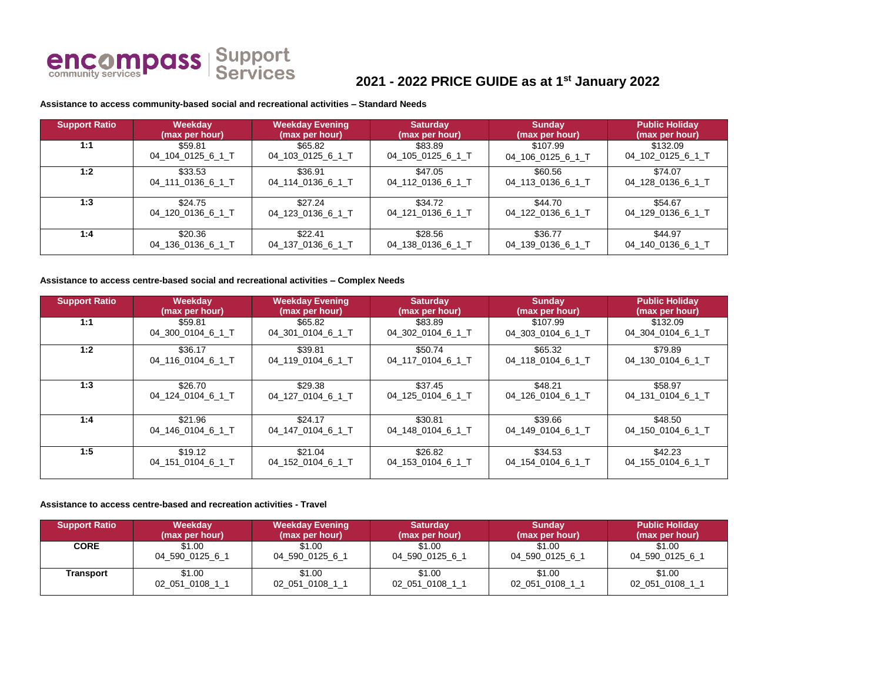encompass community services | Support Services

## 2021 - 2022 PRICE GUIDE as at 1st January 2022

**Assistance to access community-based social and recreational activities – Standard Needs**

| Support Ratio | Weekday (max per hour) | Weekday Evening (max per hour) | Saturday (max per hour) | Sunday (max per hour) | Public Holiday (max per hour) |
|---|---|---|---|---|---|
| **1:1** | $59.81 04_104_0125_6_1_T | $65.82 04_103_0125_6_1_T | $83.89 04_105_0125_6_1_T | $107.99 04_106_0125_6_1_T | $132.09 04_102_0125_6_1_T |
| **1:2** | $33.53 04_111_0136_6_1_T | $36.91 04_114_0136_6_1_T | $47.05 04_112_0136_6_1_T | $60.56 04_113_0136_6_1_T | $74.07 04_128_0136_6_1_T |
| **1:3** | $24.75 04_120_0136_6_1_T | $27.24 04_123_0136_6_1_T | $34.72 04_121_0136_6_1_T | $44.70 04_122_0136_6_1_T | $54.67 04_129_0136_6_1_T |
| **1:4** | $20.36 04_136_0136_6_1_T | $22.41 04_137_0136_6_1_T | $28.56 04_138_0136_6_1_T | $36.77 04_139_0136_6_1_T | $44.97 04_140_0136_6_1_T |

**Assistance to access centre-based social and recreational activities – Complex Needs**

| Support Ratio | Weekday (max per hour) | Weekday Evening (max per hour) | Saturday (max per hour) | Sunday (max per hour) | Public Holiday (max per hour) |
|---|---|---|---|---|---|
| **1:1** | $59.81 04_300_0104_6_1_T | $65.82 04_301_0104_6_1_T | $83.89 04_302_0104_6_1_T | $107.99 04_303_0104_6_1_T | $132.09 04_304_0104_6_1_T |
| **1:2** | $36.17 04_116_0104_6_1_T | $39.81 04_119_0104_6_1_T | $50.74 04_117_0104_6_1_T | $65.32 04_118_0104_6_1_T | $79.89 04_130_0104_6_1_T |
| **1:3** | $26.70 04_124_0104_6_1_T | $29.38 04_127_0104_6_1_T | $37.45 04_125_0104_6_1_T | $48.21 04_126_0104_6_1_T | $58.97 04_131_0104_6_1_T |
| **1:4** | $21.96 04_146_0104_6_1_T | $24.17 04_147_0104_6_1_T | $30.81 04_148_0104_6_1_T | $39.66 04_149_0104_6_1_T | $48.50 04_150_0104_6_1_T |
| **1:5** | $19.12 04_151_0104_6_1_T | $21.04 04_152_0104_6_1_T | $26.82 04_153_0104_6_1_T | $34.53 04_154_0104_6_1_T | $42.23 04_155_0104_6_1_T |

**Assistance to access centre-based and recreation activities - Travel**

| Support Ratio | Weekday (max per hour) | Weekday Evening (max per hour) | Saturday (max per hour) | Sunday (max per hour) | Public Holiday (max per hour) |
|---|---|---|---|---|---|
| **CORE** | $1.00 04_590_0125_6_1 | $1.00 04_590_0125_6_1 | $1.00 04_590_0125_6_1 | $1.00 04_590_0125_6_1 | $1.00 04_590_0125_6_1 |
| **Transport** | $1.00 02_051_0108_1_1 | $1.00 02_051_0108_1_1 | $1.00 02_051_0108_1_1 | $1.00 02_051_0108_1_1 | $1.00 02_051_0108_1_1 |